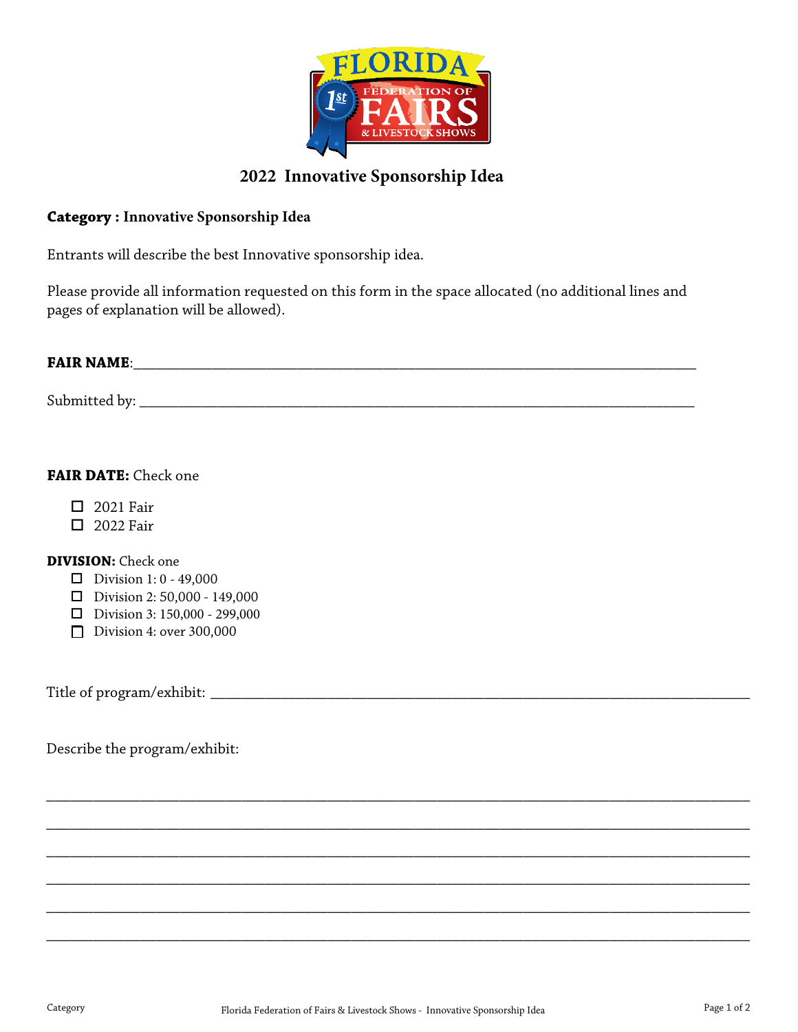# 2022 Innovative Sponsorship Idea

**Category : Innovative Sponsorship Idea**

Entrants will describe the best Innovative sponsorship idea.

Please provide all information requested on this form in the space allocated (no additional lines and pages of explanation will be allowed).

**FAIR NAME**:\_\_\_\_\_\_\_\_\_\_\_\_\_\_\_\_\_\_\_\_\_\_\_\_\_\_\_\_\_\_\_\_\_\_\_\_\_\_\_\_\_\_\_\_\_\_\_\_\_\_\_\_\_\_\_\_\_\_\_\_\_\_\_\_

Submitted by: \_\_\_\_\_\_\_\_\_\_\_\_\_\_\_\_\_\_\_\_\_\_\_\_\_\_\_\_\_\_\_\_\_\_\_\_\_\_\_\_\_\_\_\_\_\_\_\_\_\_\_\_\_\_\_\_\_\_\_\_\_\_\_

**FAIR DATE:** Check one

- ☐ 2021 Fair
- ☐ 2022 Fair

**DIVISION:** Check one

- ☐ Division 1: 0 - 49,000
- ☐ Division 2: 50,000 - 149,000
- ☐ Division 3: 150,000 - 299,000
- ☐ Division 4: over 300,000

Title of program/exhibit: \_\_\_\_\_\_\_\_\_\_\_\_\_\_\_\_\_\_\_\_\_\_\_\_\_\_\_\_\_\_\_\_\_\_\_\_\_\_\_\_\_\_\_\_\_\_\_\_\_\_\_\_\_\_\_\_\_\_\_\_\_\_\_

Describe the program/exhibit:

\_\_\_\_\_\_\_\_\_\_\_\_\_\_\_\_\_\_\_\_\_\_\_\_\_\_\_\_\_\_\_\_\_\_\_\_\_\_\_\_\_\_\_\_\_\_\_\_\_\_\_\_\_\_\_\_\_\_\_\_\_\_\_\_\_\_\_\_\_\_\_\_\_\_\_\_\_\_\_\_\_\_

\_\_\_\_\_\_\_\_\_\_\_\_\_\_\_\_\_\_\_\_\_\_\_\_\_\_\_\_\_\_\_\_\_\_\_\_\_\_\_\_\_\_\_\_\_\_\_\_\_\_\_\_\_\_\_\_\_\_\_\_\_\_\_\_\_\_\_\_\_\_\_\_\_\_\_\_\_\_\_\_\_\_

\_\_\_\_\_\_\_\_\_\_\_\_\_\_\_\_\_\_\_\_\_\_\_\_\_\_\_\_\_\_\_\_\_\_\_\_\_\_\_\_\_\_\_\_\_\_\_\_\_\_\_\_\_\_\_\_\_\_\_\_\_\_\_\_\_\_\_\_\_\_\_\_\_\_\_\_\_\_\_\_\_\_

\_\_\_\_\_\_\_\_\_\_\_\_\_\_\_\_\_\_\_\_\_\_\_\_\_\_\_\_\_\_\_\_\_\_\_\_\_\_\_\_\_\_\_\_\_\_\_\_\_\_\_\_\_\_\_\_\_\_\_\_\_\_\_\_\_\_\_\_\_\_\_\_\_\_\_\_\_\_\_\_\_\_

\_\_\_\_\_\_\_\_\_\_\_\_\_\_\_\_\_\_\_\_\_\_\_\_\_\_\_\_\_\_\_\_\_\_\_\_\_\_\_\_\_\_\_\_\_\_\_\_\_\_\_\_\_\_\_\_\_\_\_\_\_\_\_\_\_\_\_\_\_\_\_\_\_\_\_\_\_\_\_\_\_\_

\_\_\_\_\_\_\_\_\_\_\_\_\_\_\_\_\_\_\_\_\_\_\_\_\_\_\_\_\_\_\_\_\_\_\_\_\_\_\_\_\_\_\_\_\_\_\_\_\_\_\_\_\_\_\_\_\_\_\_\_\_\_\_\_\_\_\_\_\_\_\_\_\_\_\_\_\_\_\_\_\_\_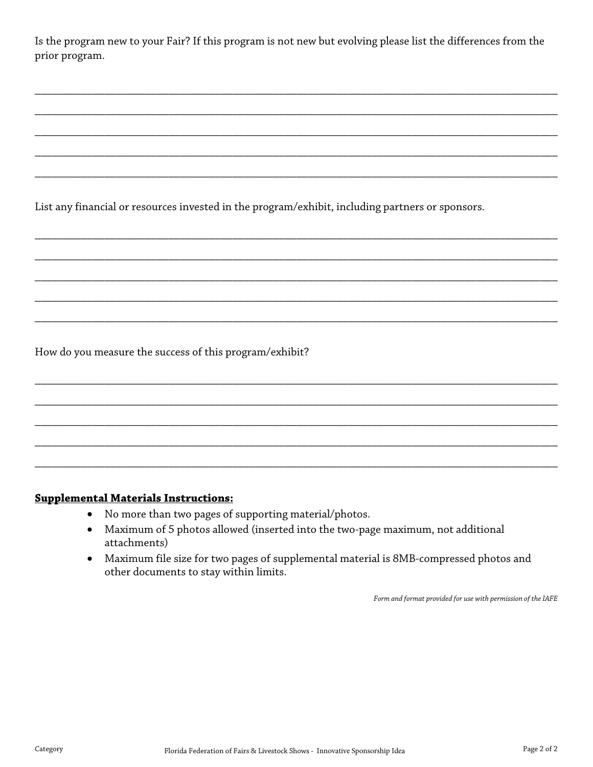Is the program new to your Fair? If this program is not new but evolving please list the differences from the prior program.

______________________________________________________________________________________

______________________________________________________________________________________

______________________________________________________________________________________

______________________________________________________________________________________

______________________________________________________________________________________

List any financial or resources invested in the program/exhibit, including partners or sponsors.

______________________________________________________________________________________

______________________________________________________________________________________

______________________________________________________________________________________

______________________________________________________________________________________

______________________________________________________________________________________

How do you measure the success of this program/exhibit?

______________________________________________________________________________________

______________________________________________________________________________________

______________________________________________________________________________________

______________________________________________________________________________________

______________________________________________________________________________________

**Supplemental Materials Instructions:**

- No more than two pages of supporting material/photos.
- Maximum of 5 photos allowed (inserted into the two-page maximum, not additional attachments)
- Maximum file size for two pages of supplemental material is 8MB-compressed photos and other documents to stay within limits.

*Form and format provided for use with permission of the IAFE*